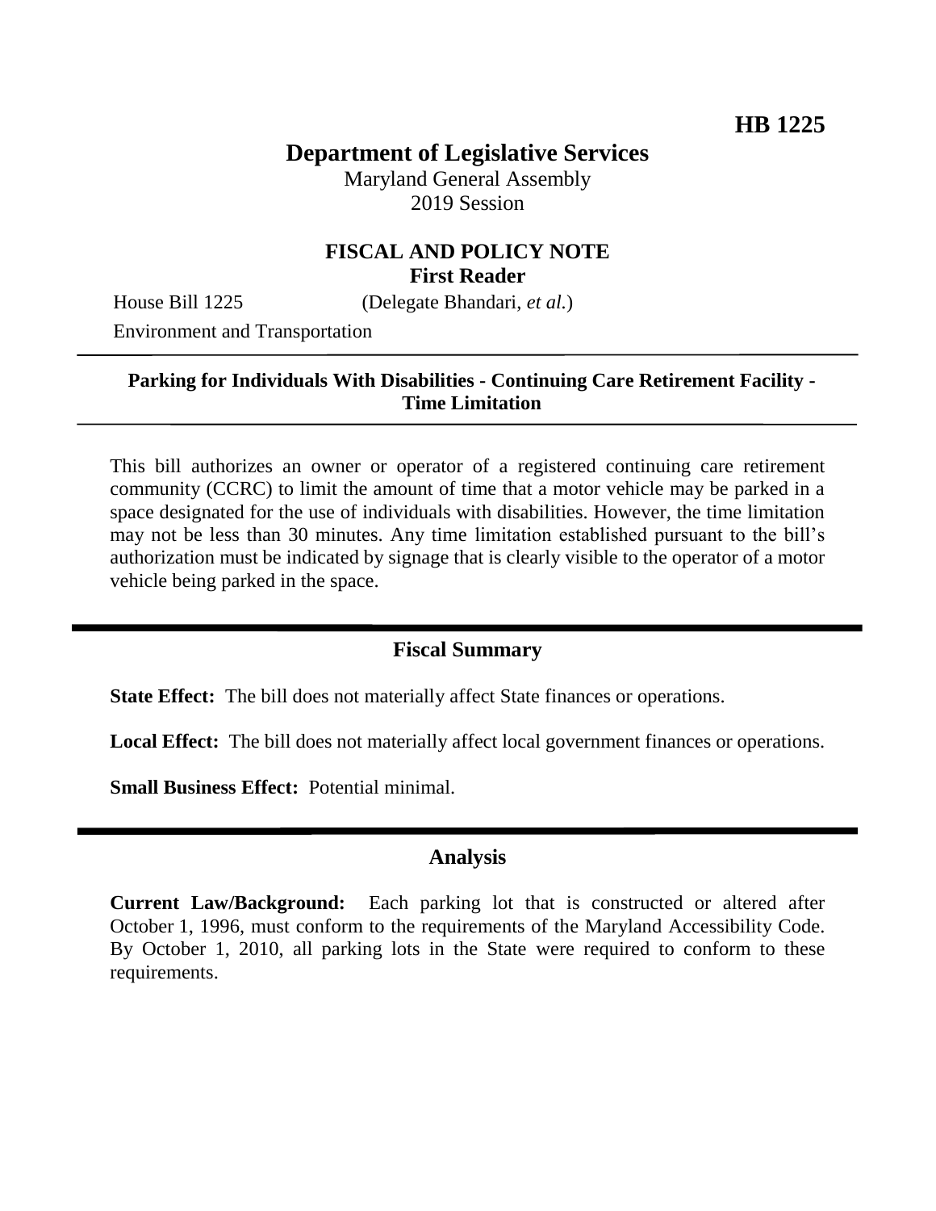**HB 1225**

# Department of Legislative Services

Maryland General Assembly
2019 Session

## FISCAL AND POLICY NOTE
**First Reader**

House Bill 1225 (Delegate Bhandari, *et al.*)

Environment and Transportation

---

**Parking for Individuals With Disabilities - Continuing Care Retirement Facility - Time Limitation**

---

This bill authorizes an owner or operator of a registered continuing care retirement community (CCRC) to limit the amount of time that a motor vehicle may be parked in a space designated for the use of individuals with disabilities. However, the time limitation may not be less than 30 minutes. Any time limitation established pursuant to the bill's authorization must be indicated by signage that is clearly visible to the operator of a motor vehicle being parked in the space.

---

## Fiscal Summary

**State Effect:** The bill does not materially affect State finances or operations.

**Local Effect:** The bill does not materially affect local government finances or operations.

**Small Business Effect:** Potential minimal.

---

## Analysis

**Current Law/Background:** Each parking lot that is constructed or altered after October 1, 1996, must conform to the requirements of the Maryland Accessibility Code. By October 1, 2010, all parking lots in the State were required to conform to these requirements.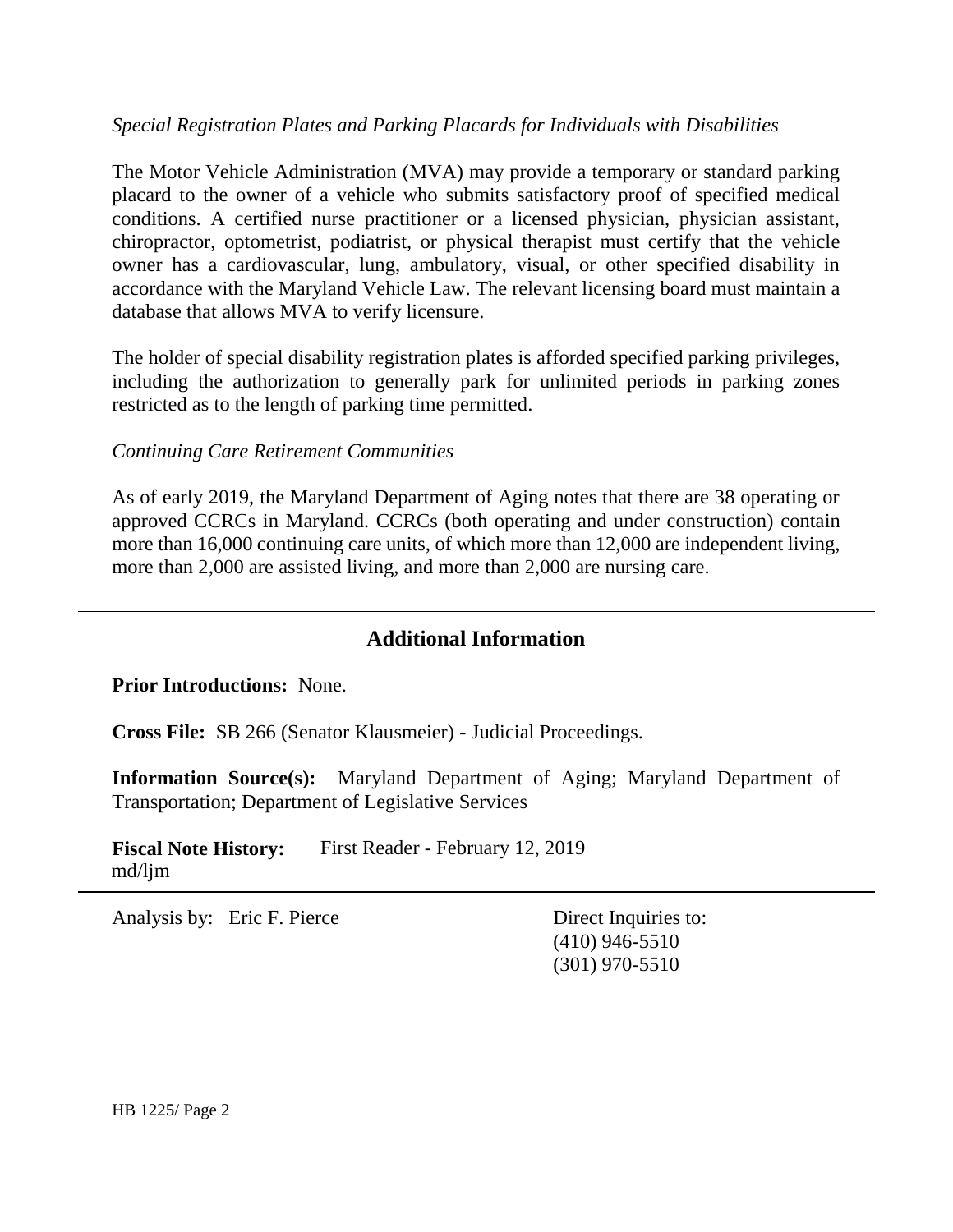*Special Registration Plates and Parking Placards for Individuals with Disabilities*

The Motor Vehicle Administration (MVA) may provide a temporary or standard parking placard to the owner of a vehicle who submits satisfactory proof of specified medical conditions. A certified nurse practitioner or a licensed physician, physician assistant, chiropractor, optometrist, podiatrist, or physical therapist must certify that the vehicle owner has a cardiovascular, lung, ambulatory, visual, or other specified disability in accordance with the Maryland Vehicle Law. The relevant licensing board must maintain a database that allows MVA to verify licensure.

The holder of special disability registration plates is afforded specified parking privileges, including the authorization to generally park for unlimited periods in parking zones restricted as to the length of parking time permitted.

*Continuing Care Retirement Communities*

As of early 2019, the Maryland Department of Aging notes that there are 38 operating or approved CCRCs in Maryland. CCRCs (both operating and under construction) contain more than 16,000 continuing care units, of which more than 12,000 are independent living, more than 2,000 are assisted living, and more than 2,000 are nursing care.

## Additional Information

**Prior Introductions:** None.

**Cross File:** SB 266 (Senator Klausmeier) - Judicial Proceedings.

**Information Source(s):** Maryland Department of Aging; Maryland Department of Transportation; Department of Legislative Services

**Fiscal Note History:** First Reader - February 12, 2019
md/ljm

Analysis by: Eric F. Pierce

Direct Inquiries to:
(410) 946-5510
(301) 970-5510